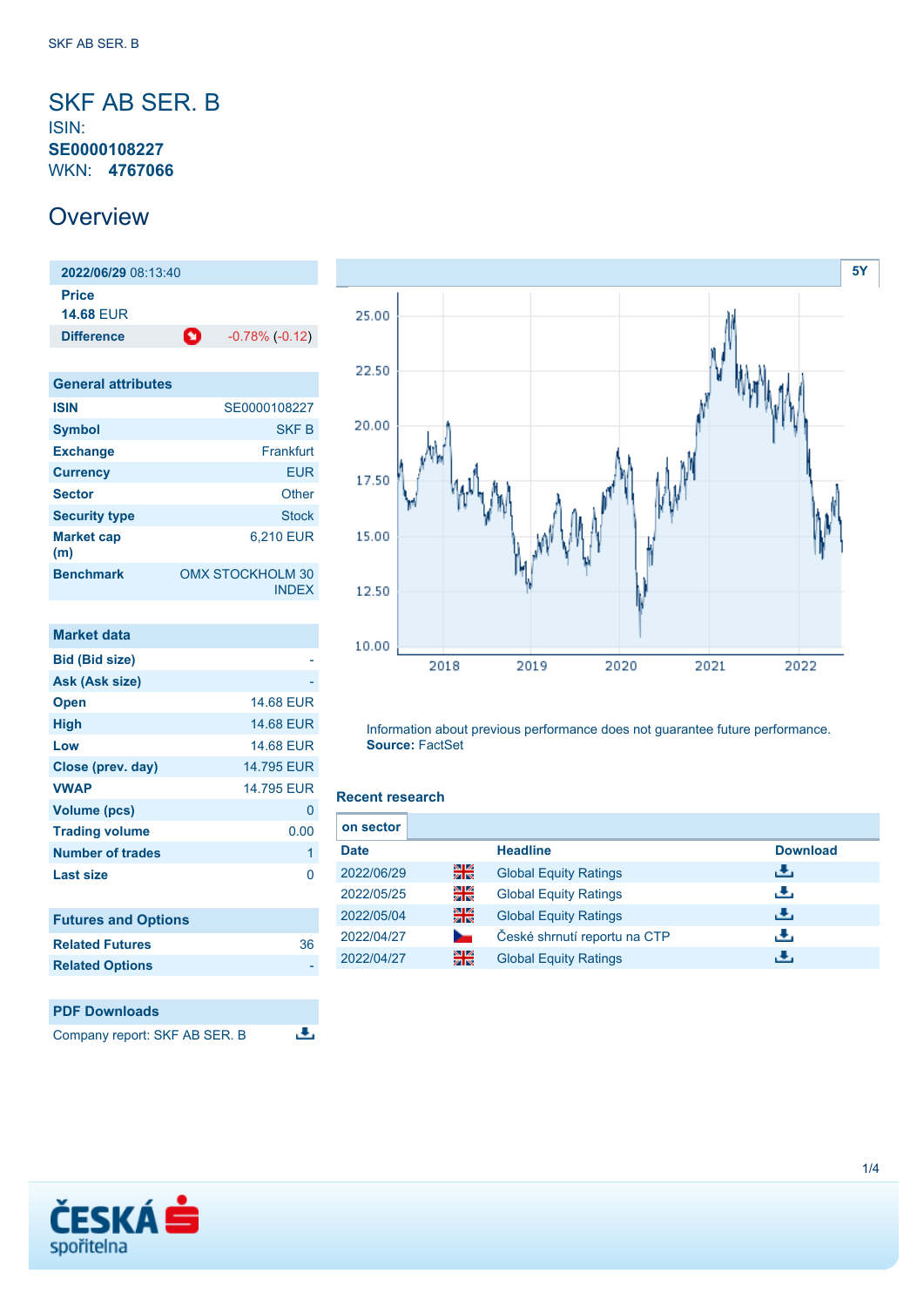# SKF AB SER. B

ISIN: **SE0000108227**
WKN: **4767066**

## Overview

**2022/06/29** 08:13:40

**Price**
**14.68** EUR

**Difference** -0.78% (-0.12)

### General attributes

| | |
|---|---|
| **ISIN** | SE0000108227 |
| **Symbol** | SKF B |
| **Exchange** | Frankfurt |
| **Currency** | EUR |
| **Sector** | Other |
| **Security type** | Stock |
| **Market cap (m)** | 6,210 EUR |
| **Benchmark** | OMX STOCKHOLM 30 INDEX |

### Market data

| | |
|---|---|
| **Bid (Bid size)** | - |
| **Ask (Ask size)** | - |
| **Open** | 14.68 EUR |
| **High** | 14.68 EUR |
| **Low** | 14.68 EUR |
| **Close (prev. day)** | 14.795 EUR |
| **VWAP** | 14.795 EUR |
| **Volume (pcs)** | 0 |
| **Trading volume** | 0.00 |
| **Number of trades** | 1 |
| **Last size** | 0 |

### Futures and Options

| | |
|---|---|
| **Related Futures** | 36 |
| **Related Options** | - |

### PDF Downloads

Company report: SKF AB SER. B

Information about previous performance does not guarantee future performance.
**Source:** FactSet

### Recent research

**on sector**

| Date | Headline | Download |
|---|---|---|
| 2022/06/29 | Global Equity Ratings | |
| 2022/05/25 | Global Equity Ratings | |
| 2022/05/04 | Global Equity Ratings | |
| 2022/04/27 | České shrnutí reportu na CTP | |
| 2022/04/27 | Global Equity Ratings | |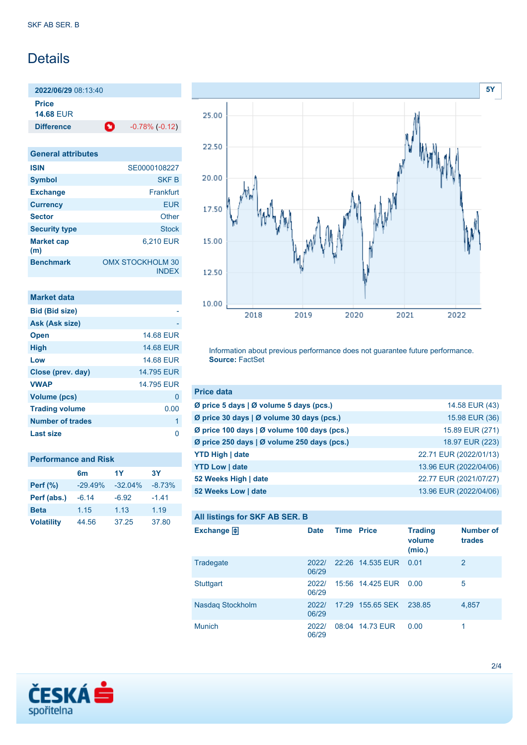# Details

| 2022/06/29 08:13:40 | |
|---|---|
| **Price** 14.68 EUR | |
| **Difference** | -0.78% (-0.12) |

| General attributes | |
|---|---|
| **ISIN** | SE0000108227 |
| **Symbol** | SKF B |
| **Exchange** | Frankfurt |
| **Currency** | EUR |
| **Sector** | Other |
| **Security type** | Stock |
| **Market cap (m)** | 6,210 EUR |
| **Benchmark** | OMX STOCKHOLM 30 INDEX |

| Market data | |
|---|---|
| **Bid (Bid size)** | - |
| **Ask (Ask size)** | - |
| **Open** | 14.68 EUR |
| **High** | 14.68 EUR |
| **Low** | 14.68 EUR |
| **Close (prev. day)** | 14.795 EUR |
| **VWAP** | 14.795 EUR |
| **Volume (pcs)** | 0 |
| **Trading volume** | 0.00 |
| **Number of trades** | 1 |
| **Last size** | 0 |

| Performance and Risk | 6m | 1Y | 3Y |
|---|---|---|---|
| **Perf (%)** | -29.49% | -32.04% | -8.73% |
| **Perf (abs.)** | -6.14 | -6.92 | -1.41 |
| **Beta** | 1.15 | 1.13 | 1.19 |
| **Volatility** | 44.56 | 37.25 | 37.80 |

Information about previous performance does not guarantee future performance.
**Source:** FactSet

| Price data | |
|---|---|
| **Ø price 5 days \| Ø volume 5 days (pcs.)** | 14.58 EUR (43) |
| **Ø price 30 days \| Ø volume 30 days (pcs.)** | 15.98 EUR (36) |
| **Ø price 100 days \| Ø volume 100 days (pcs.)** | 15.89 EUR (271) |
| **Ø price 250 days \| Ø volume 250 days (pcs.)** | 18.97 EUR (223) |
| **YTD High \| date** | 22.71 EUR (2022/01/13) |
| **YTD Low \| date** | 13.96 EUR (2022/04/06) |
| **52 Weeks High \| date** | 22.77 EUR (2021/07/27) |
| **52 Weeks Low \| date** | 13.96 EUR (2022/04/06) |

**All listings for SKF AB SER. B**

| Exchange | Date | Time | Price | Trading volume (mio.) | Number of trades |
|---|---|---|---|---|---|
| Tradegate | 2022/06/29 | 22:26 | 14.535 EUR | 0.01 | 2 |
| Stuttgart | 2022/06/29 | 15:56 | 14.425 EUR | 0.00 | 5 |
| Nasdaq Stockholm | 2022/06/29 | 17:29 | 155.65 SEK | 238.85 | 4,857 |
| Munich | 2022/06/29 | 08:04 | 14.73 EUR | 0.00 | 1 |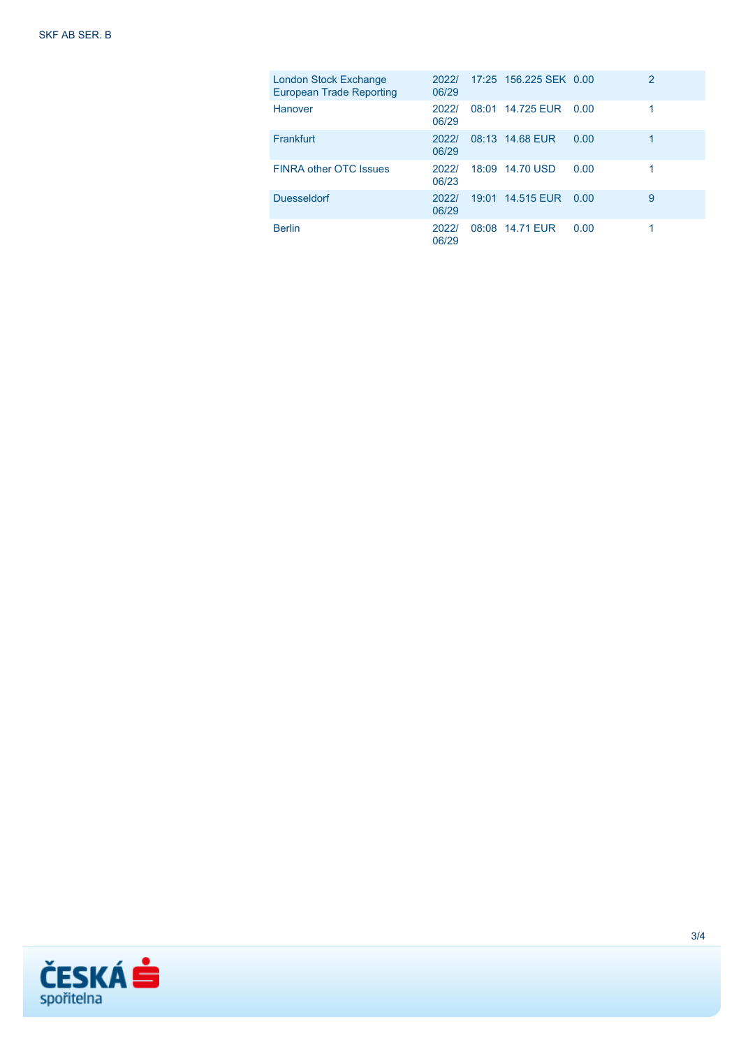| | | | | | |
|---|---|---|---|---|---|
| London Stock Exchange European Trade Reporting | 2022/06/29 | 17:25 | 156.225 SEK | 0.00 | 2 |
| Hanover | 2022/06/29 | 08:01 | 14.725 EUR | 0.00 | 1 |
| Frankfurt | 2022/06/29 | 08:13 | 14.68 EUR | 0.00 | 1 |
| FINRA other OTC Issues | 2022/06/23 | 18:09 | 14.70 USD | 0.00 | 1 |
| Duesseldorf | 2022/06/29 | 19:01 | 14.515 EUR | 0.00 | 9 |
| Berlin | 2022/06/29 | 08:08 | 14.71 EUR | 0.00 | 1 |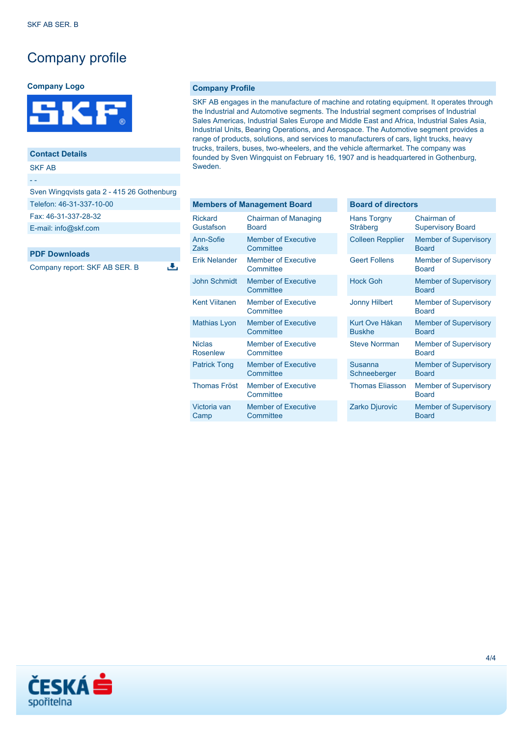# Company profile

### Company Logo

### Contact Details

SKF AB

- -

Sven Wingqvists gata 2 - 415 26 Gothenburg

Telefon: 46-31-337-10-00

Fax: 46-31-337-28-32

E-mail: info@skf.com

### PDF Downloads

Company report: SKF AB SER. B

### Company Profile

SKF AB engages in the manufacture of machine and rotating equipment. It operates through the Industrial and Automotive segments. The Industrial segment comprises of Industrial Sales Americas, Industrial Sales Europe and Middle East and Africa, Industrial Sales Asia, Industrial Units, Bearing Operations, and Aerospace. The Automotive segment provides a range of products, solutions, and services to manufacturers of cars, light trucks, heavy trucks, trailers, buses, two-wheelers, and the vehicle aftermarket. The company was founded by Sven Wingquist on February 16, 1907 and is headquartered in Gothenburg, Sweden.

### Members of Management Board

| | |
|---|---|
| Rickard Gustafson | Chairman of Managing Board |
| Ann-Sofie Zaks | Member of Executive Committee |
| Erik Nelander | Member of Executive Committee |
| John Schmidt | Member of Executive Committee |
| Kent Viitanen | Member of Executive Committee |
| Mathias Lyon | Member of Executive Committee |
| Niclas Rosenlew | Member of Executive Committee |
| Patrick Tong | Member of Executive Committee |
| Thomas Fröst | Member of Executive Committee |
| Victoria van Camp | Member of Executive Committee |

### Board of directors

| | |
|---|---|
| Hans Torgny Stråberg | Chairman of Supervisory Board |
| Colleen Repplier | Member of Supervisory Board |
| Geert Follens | Member of Supervisory Board |
| Hock Goh | Member of Supervisory Board |
| Jonny Hilbert | Member of Supervisory Board |
| Kurt Ove Håkan Buskhe | Member of Supervisory Board |
| Steve Norrman | Member of Supervisory Board |
| Susanna Schneeberger | Member of Supervisory Board |
| Thomas Eliasson | Member of Supervisory Board |
| Zarko Djurovic | Member of Supervisory Board |